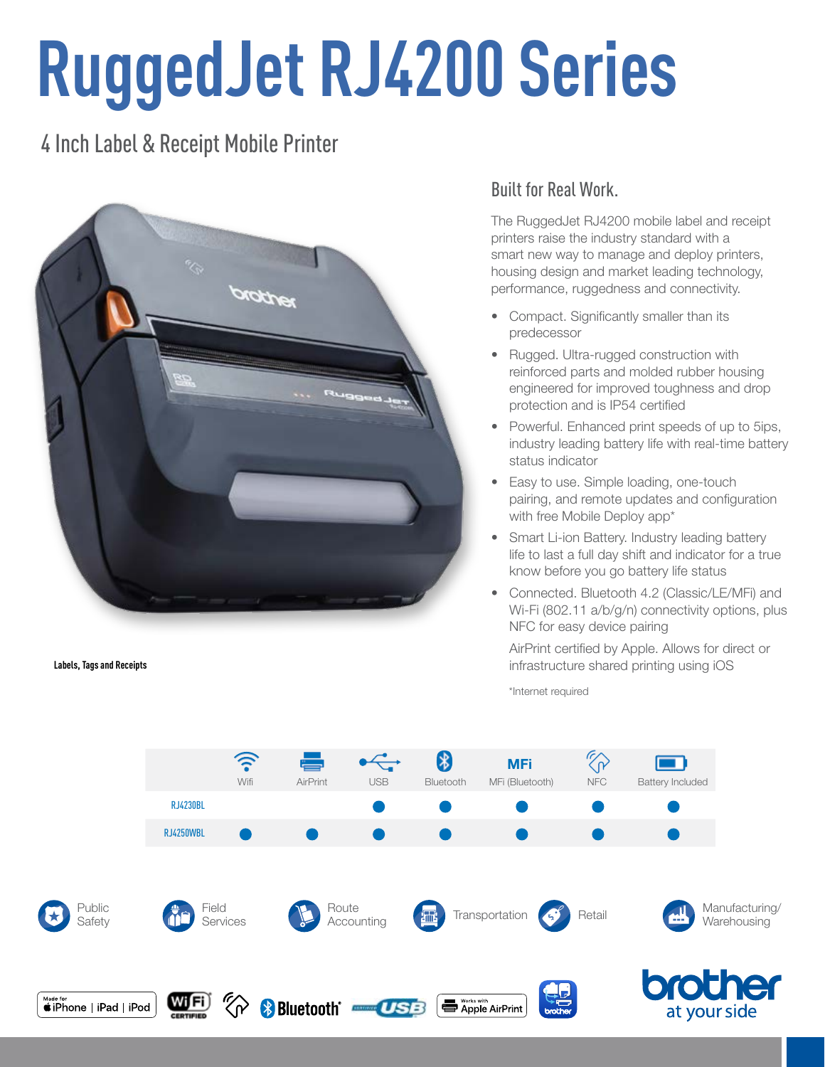# RuggedJet RJ4200 Series

## 4 Inch Label & Receipt Mobile Printer

Labels, Tags and Receipts

### Built for Real Work.

The RuggedJet RJ4200 mobile label and receipt printers raise the industry standard with a smart new way to manage and deploy printers, housing design and market leading technology, performance, ruggedness and connectivity.

- Compact. Significantly smaller than its predecessor
- Rugged. Ultra-rugged construction with reinforced parts and molded rubber housing engineered for improved toughness and drop protection and is IP54 certified
- Powerful. Enhanced print speeds of up to 5ips, industry leading battery life with real-time battery status indicator
- Easy to use. Simple loading, one-touch pairing, and remote updates and configuration with free Mobile Deploy app*
- Smart Li-ion Battery. Industry leading battery life to last a full day shift and indicator for a true know before you go battery life status
- Connected. Bluetooth 4.2 (Classic/LE/MFi) and Wi-Fi (802.11 a/b/g/n) connectivity options, plus NFC for easy device pairing

  AirPrint certified by Apple. Allows for direct or infrastructure shared printing using iOS

*Internet required

| | Wifi | AirPrint | USB | Bluetooth | MFi (Bluetooth) | NFC | Battery Included |
|---|---|---|---|---|---|---|---|
| RJ4230BL | | | ● | ● | ● | ● | ● |
| RJ4250WBL | ● | ● | ● | ● | ● | ● | ● |

Public Safety | Field Services | Route Accounting | Transportation | Retail | Manufacturing/ Warehousing

Made for iPhone | iPad | iPod | Wi-Fi CERTIFIED | Bluetooth | CERTIFIED USB | Works with Apple AirPrint

brother at your side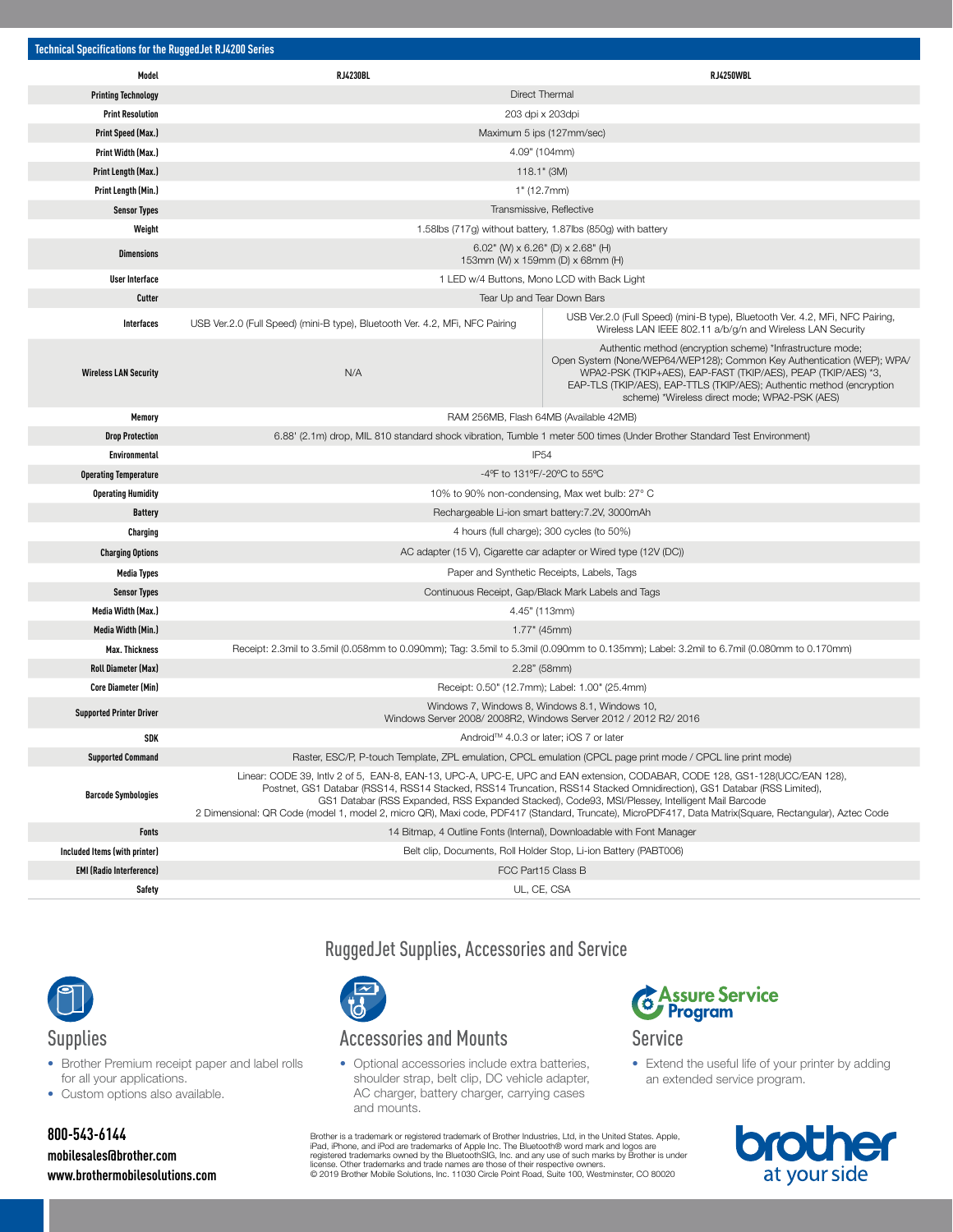## Technical Specifications for the RuggedJet RJ4200 Series

| Model | RJ4230BL | RJ4250WBL |
|---|---|---|
| Printing Technology | Direct Thermal | |
| Print Resolution | 203 dpi x 203dpi | |
| Print Speed (Max.) | Maximum 5 ips (127mm/sec) | |
| Print Width (Max.) | 4.09" (104mm) | |
| Print Length (Max.) | 118.1" (3M) | |
| Print Length (Min.) | 1" (12.7mm) | |
| Sensor Types | Transmissive, Reflective | |
| Weight | 1.58lbs (717g) without battery, 1.87lbs (850g) with battery | |
| Dimensions | 6.02" (W) x 6.26" (D) x 2.68" (H) 153mm (W) x 159mm (D) x 68mm (H) | |
| User Interface | 1 LED w/4 Buttons, Mono LCD with Back Light | |
| Cutter | Tear Up and Tear Down Bars | |
| Interfaces | USB Ver.2.0 (Full Speed) (mini-B type), Bluetooth Ver. 4.2, MFi, NFC Pairing | USB Ver.2.0 (Full Speed) (mini-B type), Bluetooth Ver. 4.2, MFi, NFC Pairing, Wireless LAN IEEE 802.11 a/b/g/n and Wireless LAN Security |
| Wireless LAN Security | N/A | Authentic method (encryption scheme) *Infrastructure mode; Open System (None/WEP64/WEP128); Common Key Authentication (WEP); WPA/ WPA2-PSK (TKIP+AES), EAP-FAST (TKIP/AES), PEAP (TKIP/AES) *3, EAP-TLS (TKIP/AES), EAP-TTLS (TKIP/AES); Authentic method (encryption scheme) *Wireless direct mode; WPA2-PSK (AES) |
| Memory | RAM 256MB, Flash 64MB (Available 42MB) | |
| Drop Protection | 6.88' (2.1m) drop, MIL 810 standard shock vibration, Tumble 1 meter 500 times (Under Brother Standard Test Environment) | |
| Environmental | IP54 | |
| Operating Temperature | -4ºF to 131ºF/-20ºC to 55ºC | |
| Operating Humidity | 10% to 90% non-condensing, Max wet bulb: 27° C | |
| Battery | Rechargeable Li-ion smart battery:7.2V, 3000mAh | |
| Charging | 4 hours (full charge); 300 cycles (to 50%) | |
| Charging Options | AC adapter (15 V), Cigarette car adapter or Wired type (12V (DC)) | |
| Media Types | Paper and Synthetic Receipts, Labels, Tags | |
| Sensor Types | Continuous Receipt, Gap/Black Mark Labels and Tags | |
| Media Width (Max.) | 4.45" (113mm) | |
| Media Width (Min.) | 1.77" (45mm) | |
| Max. Thickness | Receipt: 2.3mil to 3.5mil (0.058mm to 0.090mm); Tag: 3.5mil to 5.3mil (0.090mm to 0.135mm); Label: 3.2mil to 6.7mil (0.080mm to 0.170mm) | |
| Roll Diameter (Max) | 2.28" (58mm) | |
| Core Diameter (Min) | Receipt: 0.50" (12.7mm); Label: 1.00" (25.4mm) | |
| Supported Printer Driver | Windows 7, Windows 8, Windows 8.1, Windows 10, Windows Server 2008/ 2008R2, Windows Server 2012 / 2012 R2/ 2016 | |
| SDK | Android™ 4.0.3 or later; iOS 7 or later | |
| Supported Command | Raster, ESC/P, P-touch Template, ZPL emulation, CPCL emulation (CPCL page print mode / CPCL line print mode) | |
| Barcode Symbologies | Linear: CODE 39, Intlv 2 of 5, EAN-8, EAN-13, UPC-A, UPC-E, UPC and EAN extension, CODABAR, CODE 128, GS1-128(UCC/EAN 128), Postnet, GS1 Databar (RSS14, RSS14 Stacked, RSS14 Truncation, RSS14 Stacked Omnidirection), GS1 Databar (RSS Limited), GS1 Databar (RSS Expanded, RSS Expanded Stacked), Code93, MSI/Plessey, Intelligent Mail Barcode 2 Dimensional: QR Code (model 1, model 2, micro QR), Maxi code, PDF417 (Standard, Truncate), MicroPDF417, Data Matrix(Square, Rectangular), Aztec Code | |
| Fonts | 14 Bitmap, 4 Outline Fonts (Internal), Downloadable with Font Manager | |
| Included Items (with printer) | Belt clip, Documents, Roll Holder Stop, Li-ion Battery (PABT006) | |
| EMI (Radio Interference) | FCC Part15 Class B | |
| Safety | UL, CE, CSA | |

## RuggedJet Supplies, Accessories and Service

### Supplies

- Brother Premium receipt paper and label rolls for all your applications.
- Custom options also available.

### Accessories and Mounts

- Optional accessories include extra batteries, shoulder strap, belt clip, DC vehicle adapter, AC charger, battery charger, carrying cases and mounts.

### Service

Assure Service Program

- Extend the useful life of your printer by adding an extended service program.

**800-543-6144**
**mobilesales@brother.com**
**www.brothermobilesolutions.com**

Brother is a trademark or registered trademark of Brother Industries, Ltd, in the United States. Apple, iPad, iPhone, and iPod are trademarks of Apple Inc. The Bluetooth® word mark and logos are registered trademarks owned by the BluetoothSIG, Inc. and any use of such marks by Brother is under license. Other trademarks and trade names are those of their respective owners.
© 2019 Brother Mobile Solutions, Inc. 11030 Circle Point Road, Suite 100, Westminster, CO 80020

brother at your side